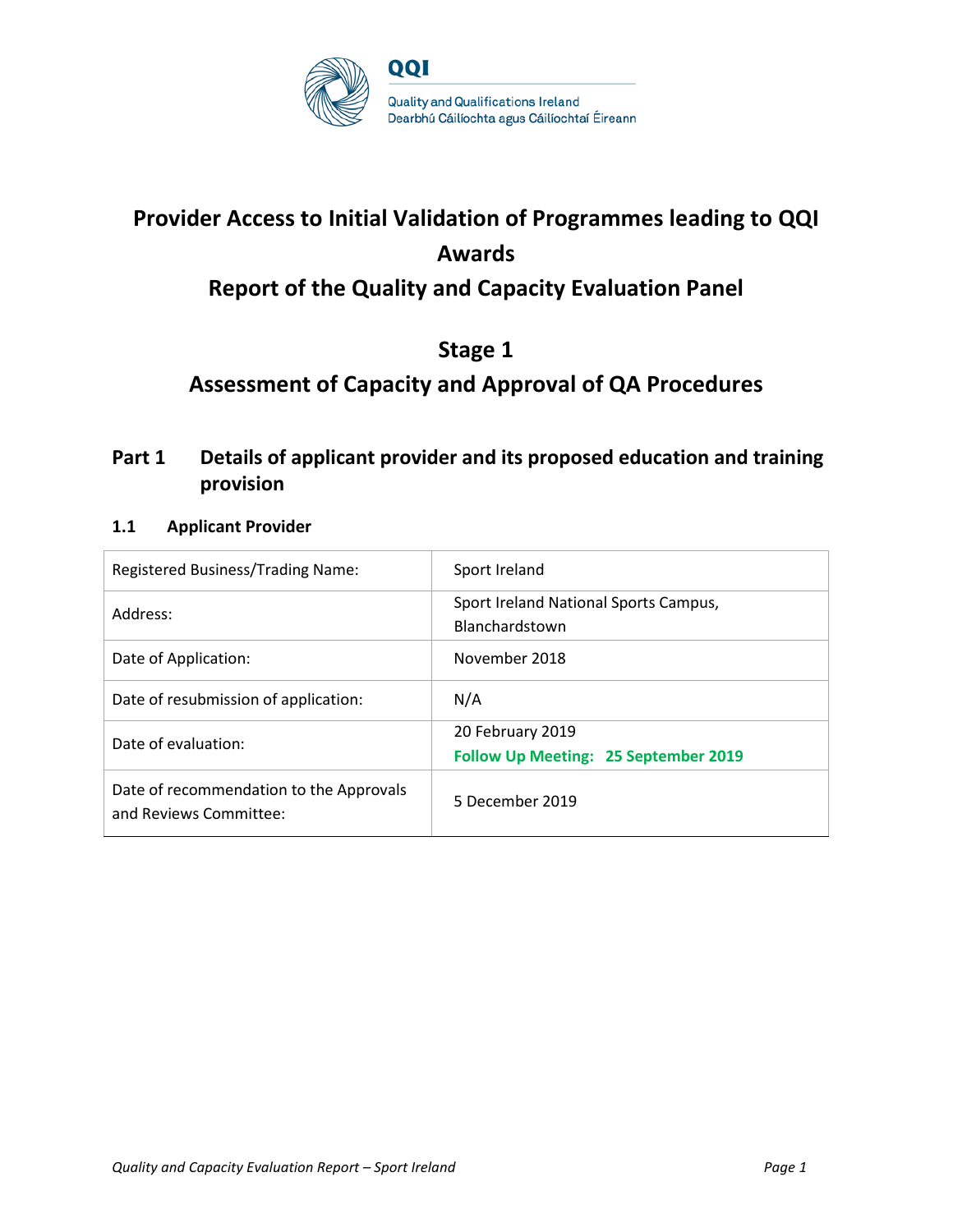QQI

Quality and Qualifications Ireland
Dearbhú Cáilíochta agus Cáilíochtaí Éireann

# Provider Access to Initial Validation of Programmes leading to QQI Awards

# Report of the Quality and Capacity Evaluation Panel

# Stage 1

# Assessment of Capacity and Approval of QA Procedures

## Part 1 Details of applicant provider and its proposed education and training provision

### 1.1 Applicant Provider

| | |
|---|---|
| Registered Business/Trading Name: | Sport Ireland |
| Address: | Sport Ireland National Sports Campus, Blanchardstown |
| Date of Application: | November 2018 |
| Date of resubmission of application: | N/A |
| Date of evaluation: | 20 February 2019<br>**Follow Up Meeting: 25 September 2019** |
| Date of recommendation to the Approvals and Reviews Committee: | 5 December 2019 |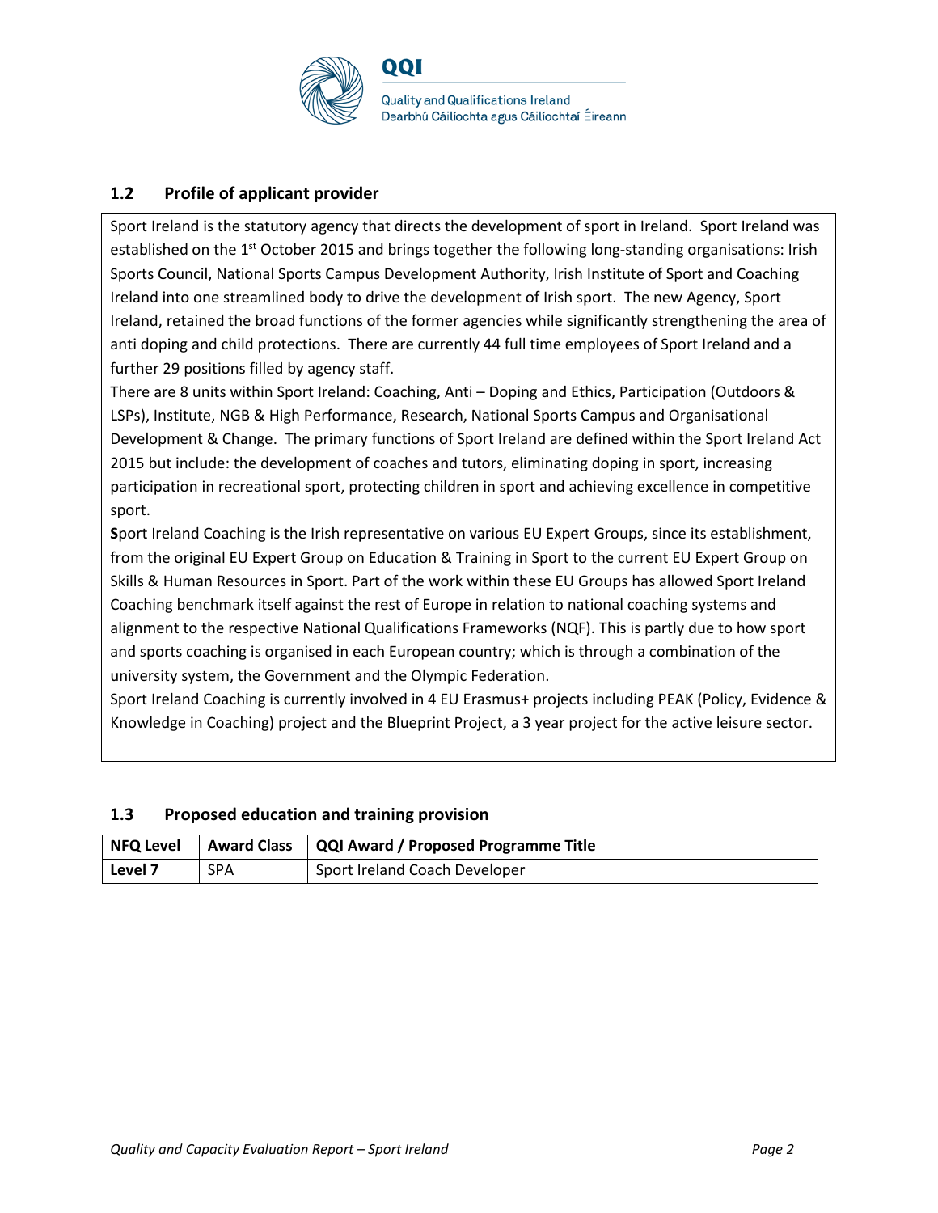## 1.2 Profile of applicant provider

Sport Ireland is the statutory agency that directs the development of sport in Ireland. Sport Ireland was established on the 1st October 2015 and brings together the following long-standing organisations: Irish Sports Council, National Sports Campus Development Authority, Irish Institute of Sport and Coaching Ireland into one streamlined body to drive the development of Irish sport. The new Agency, Sport Ireland, retained the broad functions of the former agencies while significantly strengthening the area of anti doping and child protections. There are currently 44 full time employees of Sport Ireland and a further 29 positions filled by agency staff.

There are 8 units within Sport Ireland: Coaching, Anti – Doping and Ethics, Participation (Outdoors & LSPs), Institute, NGB & High Performance, Research, National Sports Campus and Organisational Development & Change. The primary functions of Sport Ireland are defined within the Sport Ireland Act 2015 but include: the development of coaches and tutors, eliminating doping in sport, increasing participation in recreational sport, protecting children in sport and achieving excellence in competitive sport.

**S**port Ireland Coaching is the Irish representative on various EU Expert Groups, since its establishment, from the original EU Expert Group on Education & Training in Sport to the current EU Expert Group on Skills & Human Resources in Sport. Part of the work within these EU Groups has allowed Sport Ireland Coaching benchmark itself against the rest of Europe in relation to national coaching systems and alignment to the respective National Qualifications Frameworks (NQF). This is partly due to how sport and sports coaching is organised in each European country; which is through a combination of the university system, the Government and the Olympic Federation.

Sport Ireland Coaching is currently involved in 4 EU Erasmus+ projects including PEAK (Policy, Evidence & Knowledge in Coaching) project and the Blueprint Project, a 3 year project for the active leisure sector.

## 1.3 Proposed education and training provision

| NFQ Level | Award Class | QQI Award / Proposed Programme Title |
|---|---|---|
| Level 7 | SPA | Sport Ireland Coach Developer |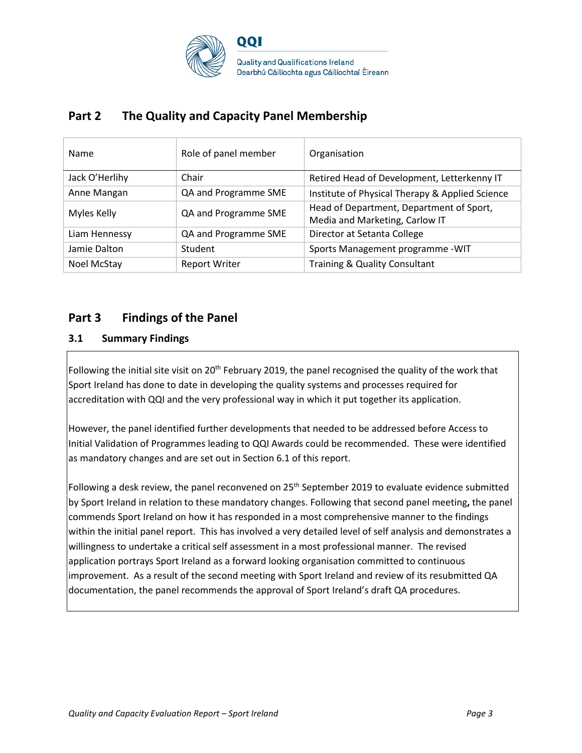## Part 2 The Quality and Capacity Panel Membership

| Name | Role of panel member | Organisation |
|---|---|---|
| Jack O'Herlihy | Chair | Retired Head of Development, Letterkenny IT |
| Anne Mangan | QA and Programme SME | Institute of Physical Therapy & Applied Science |
| Myles Kelly | QA and Programme SME | Head of Department, Department of Sport, Media and Marketing, Carlow IT |
| Liam Hennessy | QA and Programme SME | Director at Setanta College |
| Jamie Dalton | Student | Sports Management programme -WIT |
| Noel McStay | Report Writer | Training & Quality Consultant |

## Part 3 Findings of the Panel

### 3.1 Summary Findings

Following the initial site visit on 20th February 2019, the panel recognised the quality of the work that Sport Ireland has done to date in developing the quality systems and processes required for accreditation with QQI and the very professional way in which it put together its application.

However, the panel identified further developments that needed to be addressed before Access to Initial Validation of Programmes leading to QQI Awards could be recommended. These were identified as mandatory changes and are set out in Section 6.1 of this report.

Following a desk review, the panel reconvened on 25th September 2019 to evaluate evidence submitted by Sport Ireland in relation to these mandatory changes. Following that second panel meeting**,** the panel commends Sport Ireland on how it has responded in a most comprehensive manner to the findings within the initial panel report. This has involved a very detailed level of self analysis and demonstrates a willingness to undertake a critical self assessment in a most professional manner. The revised application portrays Sport Ireland as a forward looking organisation committed to continuous improvement. As a result of the second meeting with Sport Ireland and review of its resubmitted QA documentation, the panel recommends the approval of Sport Ireland's draft QA procedures.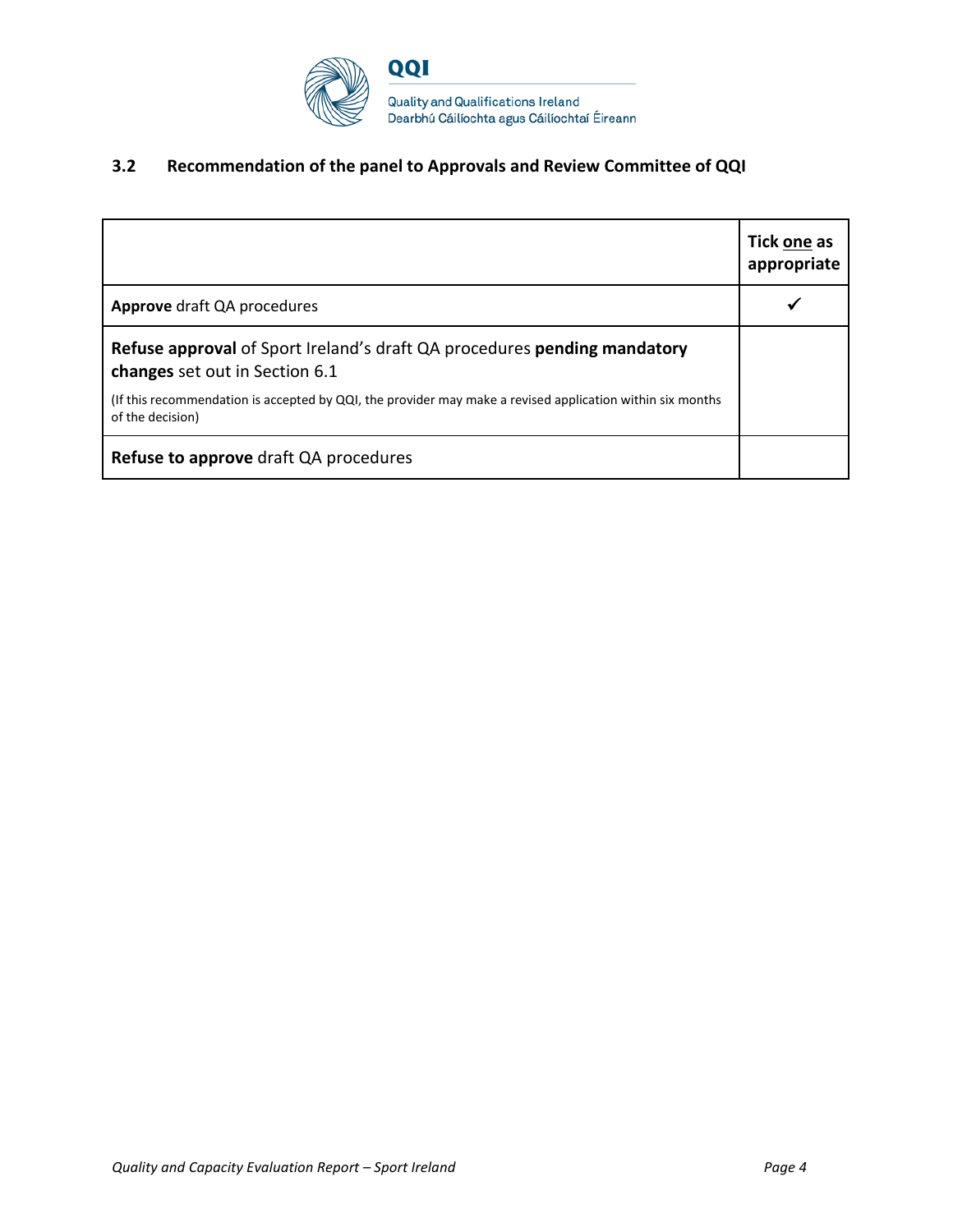### 3.2 Recommendation of the panel to Approvals and Review Committee of QQI

| | **Tick one as appropriate** |
|---|---|
| **Approve** draft QA procedures | ✓ |
| **Refuse approval** of Sport Ireland's draft QA procedures **pending mandatory changes** set out in Section 6.1<br><br>(If this recommendation is accepted by QQI, the provider may make a revised application within six months of the decision) | |
| **Refuse to approve** draft QA procedures | |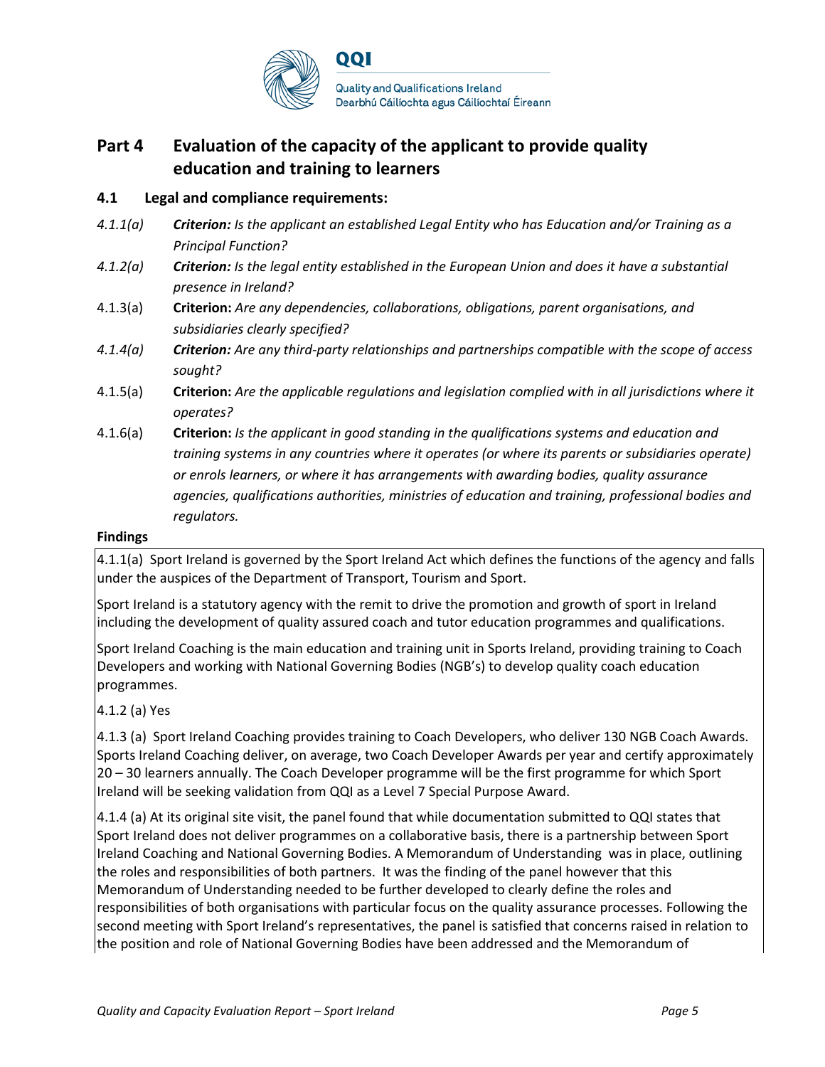# Part 4 Evaluation of the capacity of the applicant to provide quality education and training to learners

## 4.1 Legal and compliance requirements:

*4.1.1(a)* ***Criterion:*** *Is the applicant an established Legal Entity who has Education and/or Training as a Principal Function?*

*4.1.2(a)* ***Criterion:*** *Is the legal entity established in the European Union and does it have a substantial presence in Ireland?*

4.1.3(a) **Criterion:** *Are any dependencies, collaborations, obligations, parent organisations, and subsidiaries clearly specified?*

*4.1.4(a)* ***Criterion:*** *Are any third-party relationships and partnerships compatible with the scope of access sought?*

4.1.5(a) **Criterion:** *Are the applicable regulations and legislation complied with in all jurisdictions where it operates?*

4.1.6(a) **Criterion:** *Is the applicant in good standing in the qualifications systems and education and training systems in any countries where it operates (or where its parents or subsidiaries operate) or enrols learners, or where it has arrangements with awarding bodies, quality assurance agencies, qualifications authorities, ministries of education and training, professional bodies and regulators.*

**Findings**

4.1.1(a) Sport Ireland is governed by the Sport Ireland Act which defines the functions of the agency and falls under the auspices of the Department of Transport, Tourism and Sport.

Sport Ireland is a statutory agency with the remit to drive the promotion and growth of sport in Ireland including the development of quality assured coach and tutor education programmes and qualifications.

Sport Ireland Coaching is the main education and training unit in Sports Ireland, providing training to Coach Developers and working with National Governing Bodies (NGB's) to develop quality coach education programmes.

4.1.2 (a) Yes

4.1.3 (a) Sport Ireland Coaching provides training to Coach Developers, who deliver 130 NGB Coach Awards. Sports Ireland Coaching deliver, on average, two Coach Developer Awards per year and certify approximately 20 – 30 learners annually. The Coach Developer programme will be the first programme for which Sport Ireland will be seeking validation from QQI as a Level 7 Special Purpose Award.

4.1.4 (a) At its original site visit, the panel found that while documentation submitted to QQI states that Sport Ireland does not deliver programmes on a collaborative basis, there is a partnership between Sport Ireland Coaching and National Governing Bodies. A Memorandum of Understanding was in place, outlining the roles and responsibilities of both partners. It was the finding of the panel however that this Memorandum of Understanding needed to be further developed to clearly define the roles and responsibilities of both organisations with particular focus on the quality assurance processes. Following the second meeting with Sport Ireland's representatives, the panel is satisfied that concerns raised in relation to the position and role of National Governing Bodies have been addressed and the Memorandum of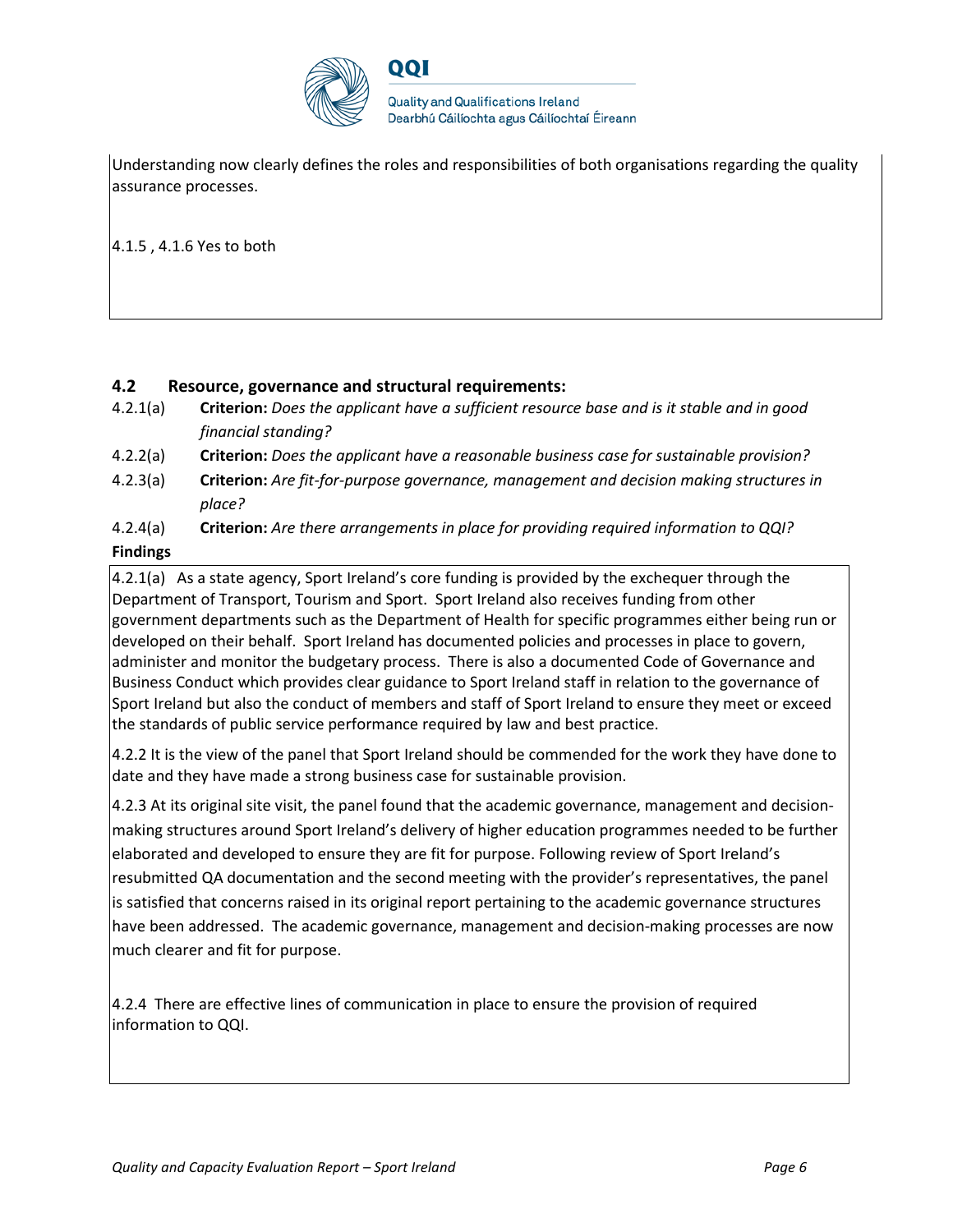Understanding now clearly defines the roles and responsibilities of both organisations regarding the quality assurance processes.

4.1.5 , 4.1.6 Yes to both

### 4.2 Resource, governance and structural requirements:

4.2.1(a) **Criterion:** *Does the applicant have a sufficient resource base and is it stable and in good financial standing?*

4.2.2(a) **Criterion:** *Does the applicant have a reasonable business case for sustainable provision?*

4.2.3(a) **Criterion:** *Are fit-for-purpose governance, management and decision making structures in place?*

4.2.4(a) **Criterion:** *Are there arrangements in place for providing required information to QQI?*

**Findings**

4.2.1(a) As a state agency, Sport Ireland's core funding is provided by the exchequer through the Department of Transport, Tourism and Sport. Sport Ireland also receives funding from other government departments such as the Department of Health for specific programmes either being run or developed on their behalf. Sport Ireland has documented policies and processes in place to govern, administer and monitor the budgetary process. There is also a documented Code of Governance and Business Conduct which provides clear guidance to Sport Ireland staff in relation to the governance of Sport Ireland but also the conduct of members and staff of Sport Ireland to ensure they meet or exceed the standards of public service performance required by law and best practice.

4.2.2 It is the view of the panel that Sport Ireland should be commended for the work they have done to date and they have made a strong business case for sustainable provision.

4.2.3 At its original site visit, the panel found that the academic governance, management and decision-making structures around Sport Ireland's delivery of higher education programmes needed to be further elaborated and developed to ensure they are fit for purpose. Following review of Sport Ireland's resubmitted QA documentation and the second meeting with the provider's representatives, the panel is satisfied that concerns raised in its original report pertaining to the academic governance structures have been addressed. The academic governance, management and decision-making processes are now much clearer and fit for purpose.

4.2.4 There are effective lines of communication in place to ensure the provision of required information to QQI.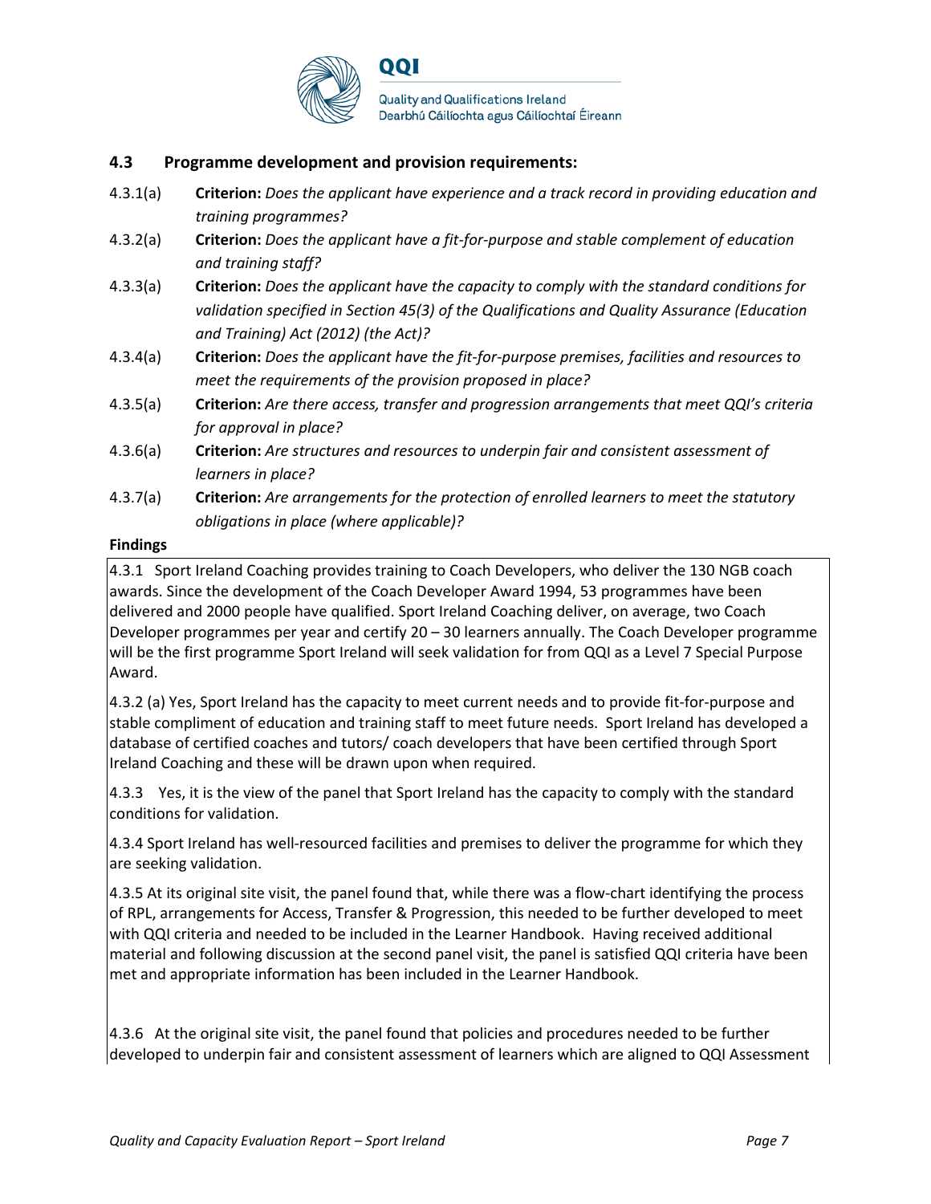### 4.3 Programme development and provision requirements:

4.3.1(a) **Criterion:** *Does the applicant have experience and a track record in providing education and training programmes?*

4.3.2(a) **Criterion:** *Does the applicant have a fit-for-purpose and stable complement of education and training staff?*

4.3.3(a) **Criterion:** *Does the applicant have the capacity to comply with the standard conditions for validation specified in Section 45(3) of the Qualifications and Quality Assurance (Education and Training) Act (2012) (the Act)?*

4.3.4(a) **Criterion:** *Does the applicant have the fit-for-purpose premises, facilities and resources to meet the requirements of the provision proposed in place?*

4.3.5(a) **Criterion:** *Are there access, transfer and progression arrangements that meet QQI's criteria for approval in place?*

4.3.6(a) **Criterion:** *Are structures and resources to underpin fair and consistent assessment of learners in place?*

4.3.7(a) **Criterion:** *Are arrangements for the protection of enrolled learners to meet the statutory obligations in place (where applicable)?*

**Findings**

4.3.1 Sport Ireland Coaching provides training to Coach Developers, who deliver the 130 NGB coach awards. Since the development of the Coach Developer Award 1994, 53 programmes have been delivered and 2000 people have qualified. Sport Ireland Coaching deliver, on average, two Coach Developer programmes per year and certify 20 – 30 learners annually. The Coach Developer programme will be the first programme Sport Ireland will seek validation for from QQI as a Level 7 Special Purpose Award.

4.3.2 (a) Yes, Sport Ireland has the capacity to meet current needs and to provide fit-for-purpose and stable compliment of education and training staff to meet future needs. Sport Ireland has developed a database of certified coaches and tutors/ coach developers that have been certified through Sport Ireland Coaching and these will be drawn upon when required.

4.3.3 Yes, it is the view of the panel that Sport Ireland has the capacity to comply with the standard conditions for validation.

4.3.4 Sport Ireland has well-resourced facilities and premises to deliver the programme for which they are seeking validation.

4.3.5 At its original site visit, the panel found that, while there was a flow-chart identifying the process of RPL, arrangements for Access, Transfer & Progression, this needed to be further developed to meet with QQI criteria and needed to be included in the Learner Handbook. Having received additional material and following discussion at the second panel visit, the panel is satisfied QQI criteria have been met and appropriate information has been included in the Learner Handbook.

4.3.6 At the original site visit, the panel found that policies and procedures needed to be further developed to underpin fair and consistent assessment of learners which are aligned to QQI Assessment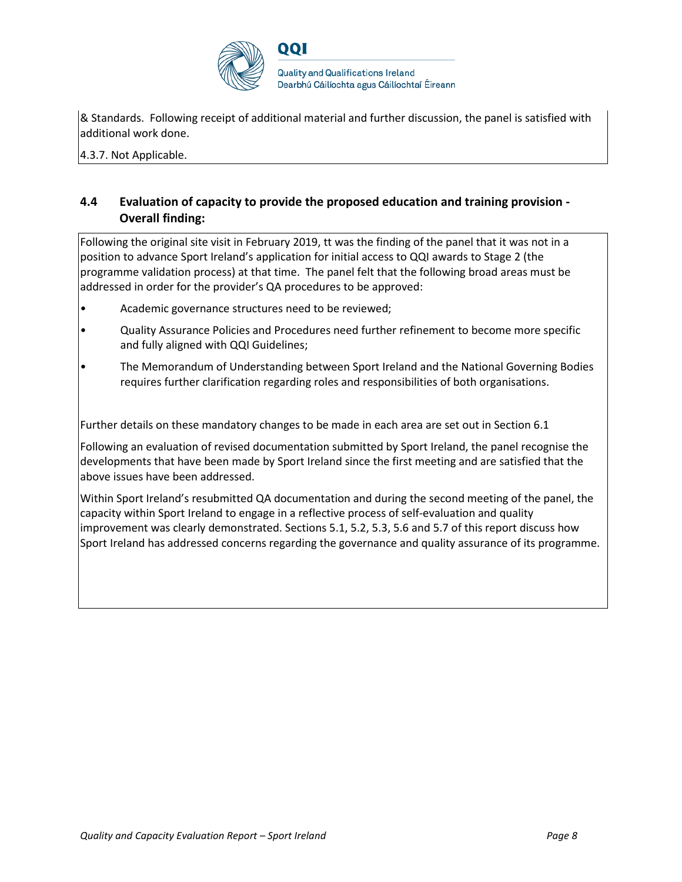& Standards. Following receipt of additional material and further discussion, the panel is satisfied with additional work done.

4.3.7. Not Applicable.

### 4.4 Evaluation of capacity to provide the proposed education and training provision - Overall finding:

Following the original site visit in February 2019, tt was the finding of the panel that it was not in a position to advance Sport Ireland's application for initial access to QQI awards to Stage 2 (the programme validation process) at that time. The panel felt that the following broad areas must be addressed in order for the provider's QA procedures to be approved:

- Academic governance structures need to be reviewed;
- Quality Assurance Policies and Procedures need further refinement to become more specific and fully aligned with QQI Guidelines;
- The Memorandum of Understanding between Sport Ireland and the National Governing Bodies requires further clarification regarding roles and responsibilities of both organisations.

Further details on these mandatory changes to be made in each area are set out in Section 6.1

Following an evaluation of revised documentation submitted by Sport Ireland, the panel recognise the developments that have been made by Sport Ireland since the first meeting and are satisfied that the above issues have been addressed.

Within Sport Ireland's resubmitted QA documentation and during the second meeting of the panel, the capacity within Sport Ireland to engage in a reflective process of self-evaluation and quality improvement was clearly demonstrated. Sections 5.1, 5.2, 5.3, 5.6 and 5.7 of this report discuss how Sport Ireland has addressed concerns regarding the governance and quality assurance of its programme.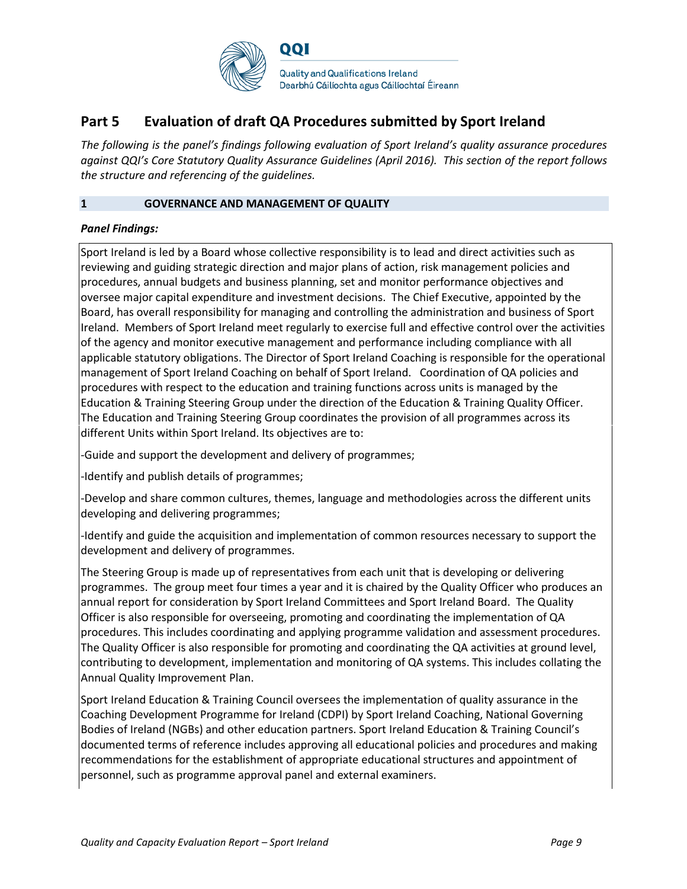## Part 5 Evaluation of draft QA Procedures submitted by Sport Ireland

*The following is the panel's findings following evaluation of Sport Ireland's quality assurance procedures against QQI's Core Statutory Quality Assurance Guidelines (April 2016). This section of the report follows the structure and referencing of the guidelines.*

### 1 GOVERNANCE AND MANAGEMENT OF QUALITY

***Panel Findings:***

Sport Ireland is led by a Board whose collective responsibility is to lead and direct activities such as reviewing and guiding strategic direction and major plans of action, risk management policies and procedures, annual budgets and business planning, set and monitor performance objectives and oversee major capital expenditure and investment decisions. The Chief Executive, appointed by the Board, has overall responsibility for managing and controlling the administration and business of Sport Ireland. Members of Sport Ireland meet regularly to exercise full and effective control over the activities of the agency and monitor executive management and performance including compliance with all applicable statutory obligations. The Director of Sport Ireland Coaching is responsible for the operational management of Sport Ireland Coaching on behalf of Sport Ireland. Coordination of QA policies and procedures with respect to the education and training functions across units is managed by the Education & Training Steering Group under the direction of the Education & Training Quality Officer. The Education and Training Steering Group coordinates the provision of all programmes across its different Units within Sport Ireland. Its objectives are to:

-Guide and support the development and delivery of programmes;

-Identify and publish details of programmes;

-Develop and share common cultures, themes, language and methodologies across the different units developing and delivering programmes;

-Identify and guide the acquisition and implementation of common resources necessary to support the development and delivery of programmes.

The Steering Group is made up of representatives from each unit that is developing or delivering programmes. The group meet four times a year and it is chaired by the Quality Officer who produces an annual report for consideration by Sport Ireland Committees and Sport Ireland Board. The Quality Officer is also responsible for overseeing, promoting and coordinating the implementation of QA procedures. This includes coordinating and applying programme validation and assessment procedures. The Quality Officer is also responsible for promoting and coordinating the QA activities at ground level, contributing to development, implementation and monitoring of QA systems. This includes collating the Annual Quality Improvement Plan.

Sport Ireland Education & Training Council oversees the implementation of quality assurance in the Coaching Development Programme for Ireland (CDPI) by Sport Ireland Coaching, National Governing Bodies of Ireland (NGBs) and other education partners. Sport Ireland Education & Training Council's documented terms of reference includes approving all educational policies and procedures and making recommendations for the establishment of appropriate educational structures and appointment of personnel, such as programme approval panel and external examiners.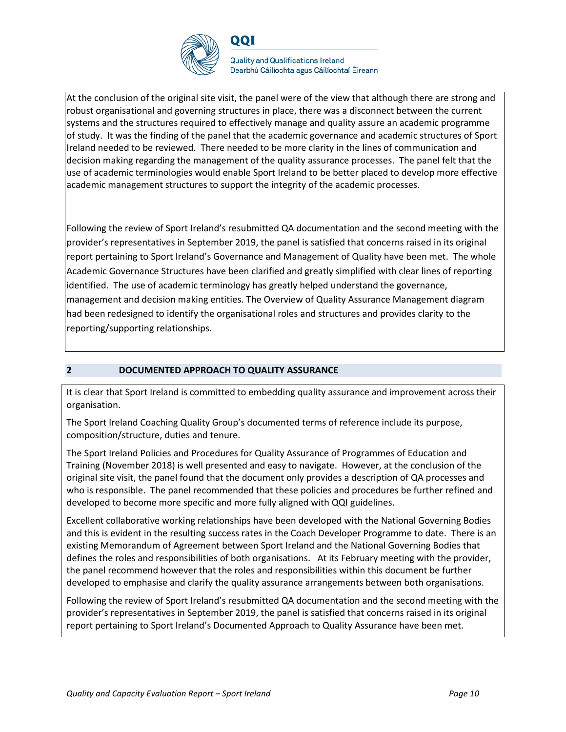At the conclusion of the original site visit, the panel were of the view that although there are strong and robust organisational and governing structures in place, there was a disconnect between the current systems and the structures required to effectively manage and quality assure an academic programme of study. It was the finding of the panel that the academic governance and academic structures of Sport Ireland needed to be reviewed. There needed to be more clarity in the lines of communication and decision making regarding the management of the quality assurance processes. The panel felt that the use of academic terminologies would enable Sport Ireland to be better placed to develop more effective academic management structures to support the integrity of the academic processes.

Following the review of Sport Ireland's resubmitted QA documentation and the second meeting with the provider's representatives in September 2019, the panel is satisfied that concerns raised in its original report pertaining to Sport Ireland's Governance and Management of Quality have been met. The whole Academic Governance Structures have been clarified and greatly simplified with clear lines of reporting identified. The use of academic terminology has greatly helped understand the governance, management and decision making entities. The Overview of Quality Assurance Management diagram had been redesigned to identify the organisational roles and structures and provides clarity to the reporting/supporting relationships.

## 2 DOCUMENTED APPROACH TO QUALITY ASSURANCE

It is clear that Sport Ireland is committed to embedding quality assurance and improvement across their organisation.

The Sport Ireland Coaching Quality Group's documented terms of reference include its purpose, composition/structure, duties and tenure.

The Sport Ireland Policies and Procedures for Quality Assurance of Programmes of Education and Training (November 2018) is well presented and easy to navigate. However, at the conclusion of the original site visit, the panel found that the document only provides a description of QA processes and who is responsible. The panel recommended that these policies and procedures be further refined and developed to become more specific and more fully aligned with QQI guidelines.

Excellent collaborative working relationships have been developed with the National Governing Bodies and this is evident in the resulting success rates in the Coach Developer Programme to date. There is an existing Memorandum of Agreement between Sport Ireland and the National Governing Bodies that defines the roles and responsibilities of both organisations. At its February meeting with the provider, the panel recommend however that the roles and responsibilities within this document be further developed to emphasise and clarify the quality assurance arrangements between both organisations.

Following the review of Sport Ireland's resubmitted QA documentation and the second meeting with the provider's representatives in September 2019, the panel is satisfied that concerns raised in its original report pertaining to Sport Ireland's Documented Approach to Quality Assurance have been met.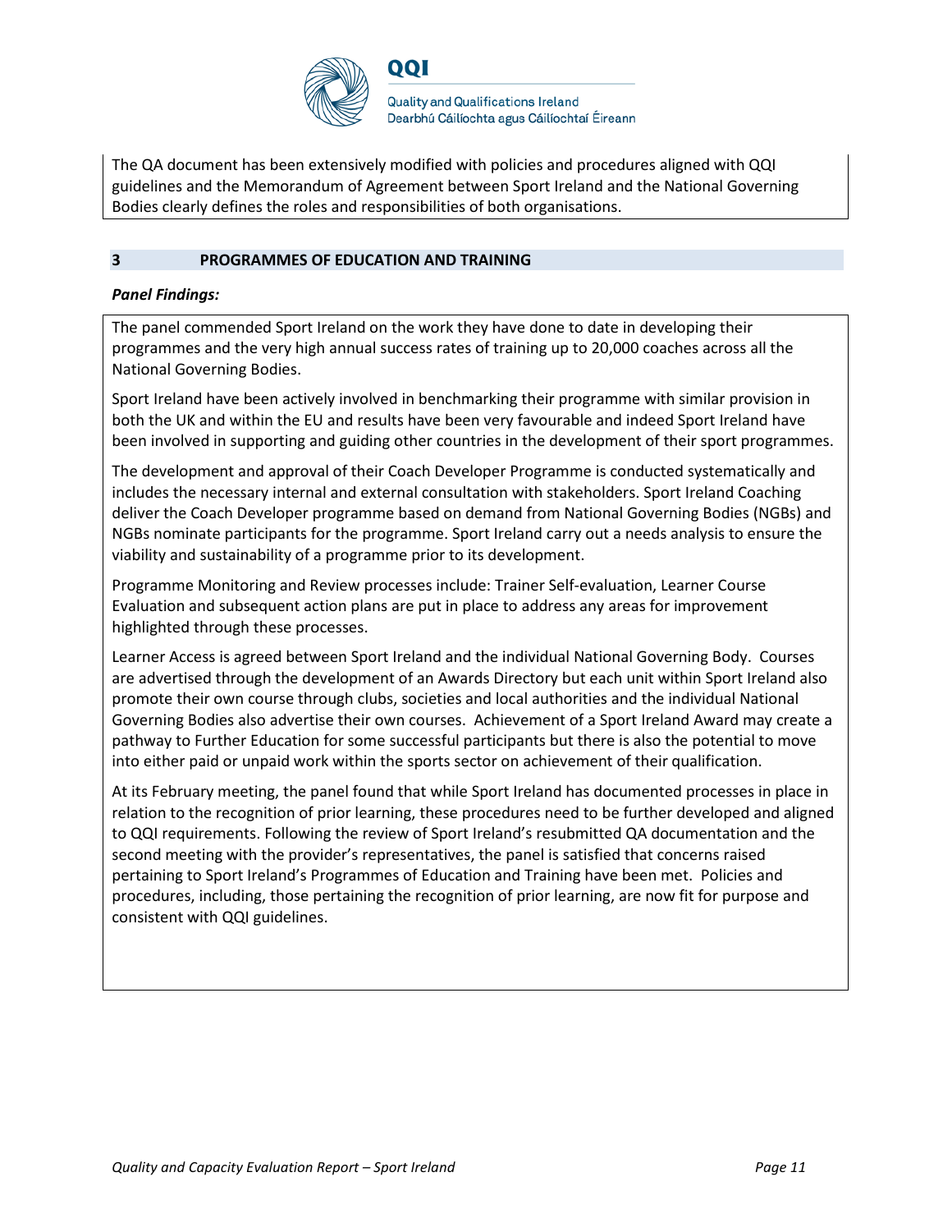The QA document has been extensively modified with policies and procedures aligned with QQI guidelines and the Memorandum of Agreement between Sport Ireland and the National Governing Bodies clearly defines the roles and responsibilities of both organisations.

## 3 PROGRAMMES OF EDUCATION AND TRAINING

***Panel Findings:***

The panel commended Sport Ireland on the work they have done to date in developing their programmes and the very high annual success rates of training up to 20,000 coaches across all the National Governing Bodies.

Sport Ireland have been actively involved in benchmarking their programme with similar provision in both the UK and within the EU and results have been very favourable and indeed Sport Ireland have been involved in supporting and guiding other countries in the development of their sport programmes.

The development and approval of their Coach Developer Programme is conducted systematically and includes the necessary internal and external consultation with stakeholders. Sport Ireland Coaching deliver the Coach Developer programme based on demand from National Governing Bodies (NGBs) and NGBs nominate participants for the programme. Sport Ireland carry out a needs analysis to ensure the viability and sustainability of a programme prior to its development.

Programme Monitoring and Review processes include: Trainer Self-evaluation, Learner Course Evaluation and subsequent action plans are put in place to address any areas for improvement highlighted through these processes.

Learner Access is agreed between Sport Ireland and the individual National Governing Body. Courses are advertised through the development of an Awards Directory but each unit within Sport Ireland also promote their own course through clubs, societies and local authorities and the individual National Governing Bodies also advertise their own courses. Achievement of a Sport Ireland Award may create a pathway to Further Education for some successful participants but there is also the potential to move into either paid or unpaid work within the sports sector on achievement of their qualification.

At its February meeting, the panel found that while Sport Ireland has documented processes in place in relation to the recognition of prior learning, these procedures need to be further developed and aligned to QQI requirements. Following the review of Sport Ireland's resubmitted QA documentation and the second meeting with the provider's representatives, the panel is satisfied that concerns raised pertaining to Sport Ireland's Programmes of Education and Training have been met. Policies and procedures, including, those pertaining the recognition of prior learning, are now fit for purpose and consistent with QQI guidelines.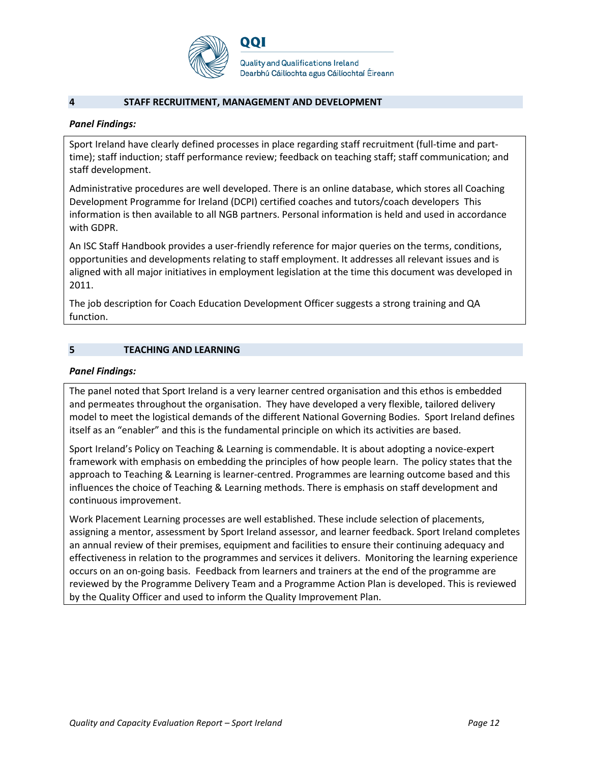## 4 STAFF RECRUITMENT, MANAGEMENT AND DEVELOPMENT

***Panel Findings:***

Sport Ireland have clearly defined processes in place regarding staff recruitment (full-time and part-time); staff induction; staff performance review; feedback on teaching staff; staff communication; and staff development.

Administrative procedures are well developed. There is an online database, which stores all Coaching Development Programme for Ireland (DCPI) certified coaches and tutors/coach developers This information is then available to all NGB partners. Personal information is held and used in accordance with GDPR.

An ISC Staff Handbook provides a user-friendly reference for major queries on the terms, conditions, opportunities and developments relating to staff employment. It addresses all relevant issues and is aligned with all major initiatives in employment legislation at the time this document was developed in 2011.

The job description for Coach Education Development Officer suggests a strong training and QA function.

## 5 TEACHING AND LEARNING

***Panel Findings:***

The panel noted that Sport Ireland is a very learner centred organisation and this ethos is embedded and permeates throughout the organisation. They have developed a very flexible, tailored delivery model to meet the logistical demands of the different National Governing Bodies. Sport Ireland defines itself as an "enabler" and this is the fundamental principle on which its activities are based.

Sport Ireland's Policy on Teaching & Learning is commendable. It is about adopting a novice-expert framework with emphasis on embedding the principles of how people learn. The policy states that the approach to Teaching & Learning is learner-centred. Programmes are learning outcome based and this influences the choice of Teaching & Learning methods. There is emphasis on staff development and continuous improvement.

Work Placement Learning processes are well established. These include selection of placements, assigning a mentor, assessment by Sport Ireland assessor, and learner feedback. Sport Ireland completes an annual review of their premises, equipment and facilities to ensure their continuing adequacy and effectiveness in relation to the programmes and services it delivers. Monitoring the learning experience occurs on an on-going basis. Feedback from learners and trainers at the end of the programme are reviewed by the Programme Delivery Team and a Programme Action Plan is developed. This is reviewed by the Quality Officer and used to inform the Quality Improvement Plan.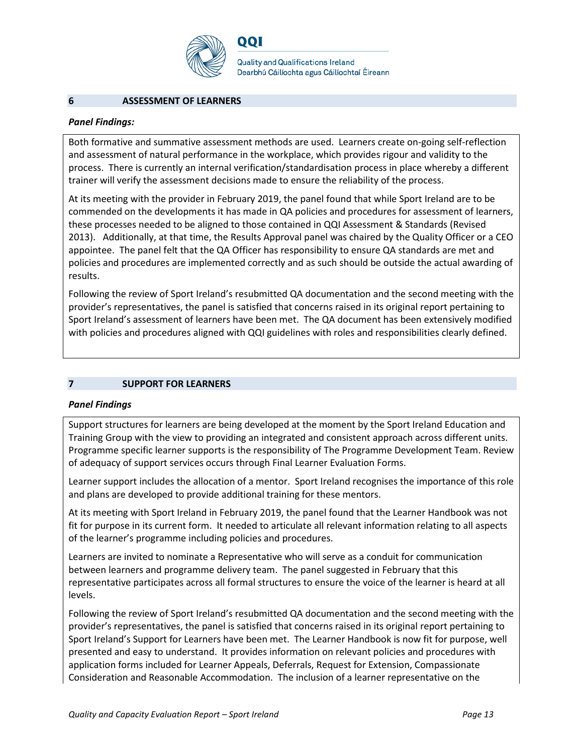## 6 ASSESSMENT OF LEARNERS

***Panel Findings:***

Both formative and summative assessment methods are used. Learners create on-going self-reflection and assessment of natural performance in the workplace, which provides rigour and validity to the process. There is currently an internal verification/standardisation process in place whereby a different trainer will verify the assessment decisions made to ensure the reliability of the process.

At its meeting with the provider in February 2019, the panel found that while Sport Ireland are to be commended on the developments it has made in QA policies and procedures for assessment of learners, these processes needed to be aligned to those contained in QQI Assessment & Standards (Revised 2013). Additionally, at that time, the Results Approval panel was chaired by the Quality Officer or a CEO appointee. The panel felt that the QA Officer has responsibility to ensure QA standards are met and policies and procedures are implemented correctly and as such should be outside the actual awarding of results.

Following the review of Sport Ireland's resubmitted QA documentation and the second meeting with the provider's representatives, the panel is satisfied that concerns raised in its original report pertaining to Sport Ireland's assessment of learners have been met. The QA document has been extensively modified with policies and procedures aligned with QQI guidelines with roles and responsibilities clearly defined.

## 7 SUPPORT FOR LEARNERS

***Panel Findings***

Support structures for learners are being developed at the moment by the Sport Ireland Education and Training Group with the view to providing an integrated and consistent approach across different units. Programme specific learner supports is the responsibility of The Programme Development Team. Review of adequacy of support services occurs through Final Learner Evaluation Forms.

Learner support includes the allocation of a mentor. Sport Ireland recognises the importance of this role and plans are developed to provide additional training for these mentors.

At its meeting with Sport Ireland in February 2019, the panel found that the Learner Handbook was not fit for purpose in its current form. It needed to articulate all relevant information relating to all aspects of the learner's programme including policies and procedures.

Learners are invited to nominate a Representative who will serve as a conduit for communication between learners and programme delivery team. The panel suggested in February that this representative participates across all formal structures to ensure the voice of the learner is heard at all levels.

Following the review of Sport Ireland's resubmitted QA documentation and the second meeting with the provider's representatives, the panel is satisfied that concerns raised in its original report pertaining to Sport Ireland's Support for Learners have been met. The Learner Handbook is now fit for purpose, well presented and easy to understand. It provides information on relevant policies and procedures with application forms included for Learner Appeals, Deferrals, Request for Extension, Compassionate Consideration and Reasonable Accommodation. The inclusion of a learner representative on the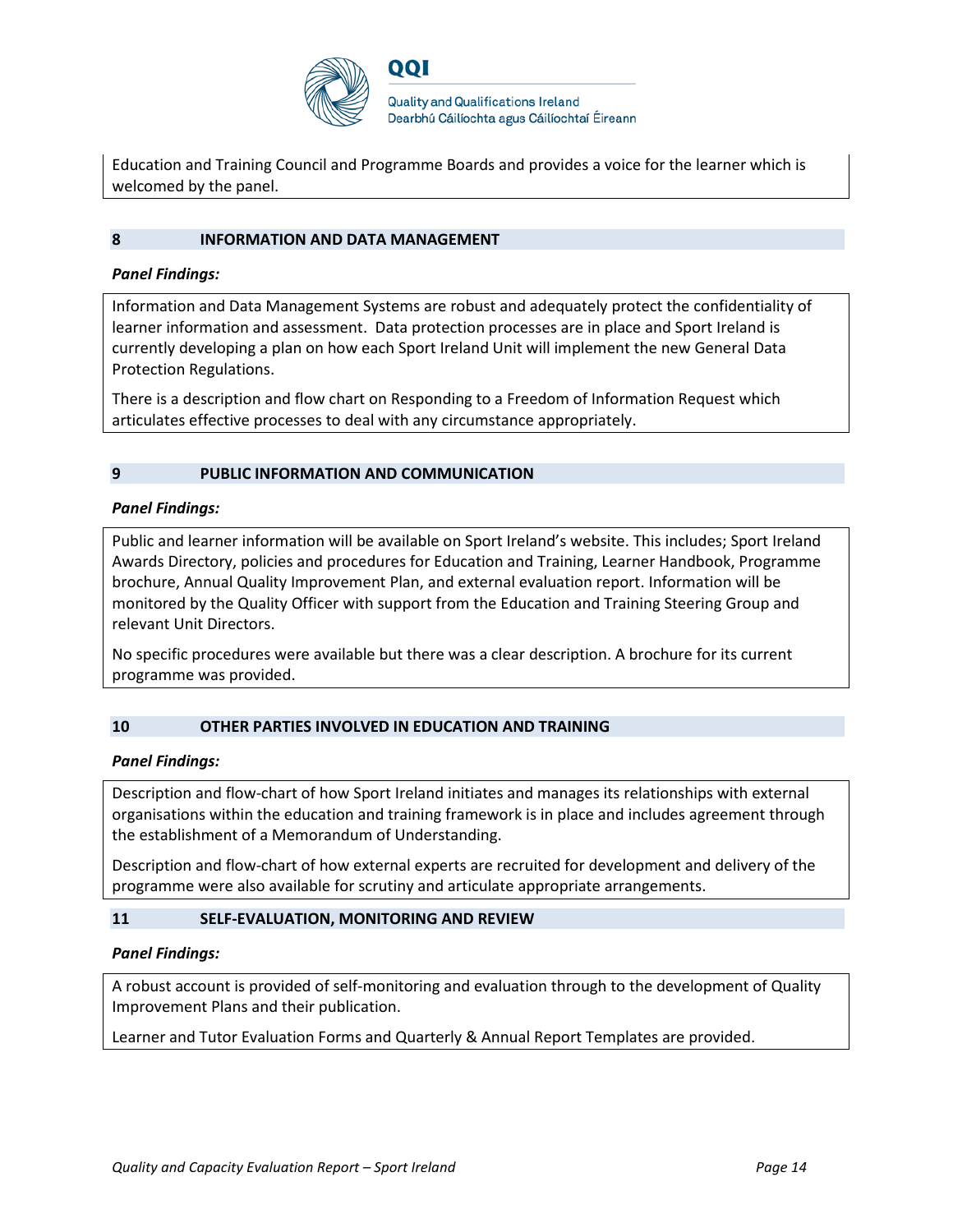Education and Training Council and Programme Boards and provides a voice for the learner which is welcomed by the panel.

## 8 INFORMATION AND DATA MANAGEMENT

***Panel Findings:***

Information and Data Management Systems are robust and adequately protect the confidentiality of learner information and assessment. Data protection processes are in place and Sport Ireland is currently developing a plan on how each Sport Ireland Unit will implement the new General Data Protection Regulations.

There is a description and flow chart on Responding to a Freedom of Information Request which articulates effective processes to deal with any circumstance appropriately.

## 9 PUBLIC INFORMATION AND COMMUNICATION

***Panel Findings:***

Public and learner information will be available on Sport Ireland's website. This includes; Sport Ireland Awards Directory, policies and procedures for Education and Training, Learner Handbook, Programme brochure, Annual Quality Improvement Plan, and external evaluation report. Information will be monitored by the Quality Officer with support from the Education and Training Steering Group and relevant Unit Directors.

No specific procedures were available but there was a clear description. A brochure for its current programme was provided.

## 10 OTHER PARTIES INVOLVED IN EDUCATION AND TRAINING

***Panel Findings:***

Description and flow-chart of how Sport Ireland initiates and manages its relationships with external organisations within the education and training framework is in place and includes agreement through the establishment of a Memorandum of Understanding.

Description and flow-chart of how external experts are recruited for development and delivery of the programme were also available for scrutiny and articulate appropriate arrangements.

## 11 SELF-EVALUATION, MONITORING AND REVIEW

***Panel Findings:***

A robust account is provided of self-monitoring and evaluation through to the development of Quality Improvement Plans and their publication.

Learner and Tutor Evaluation Forms and Quarterly & Annual Report Templates are provided.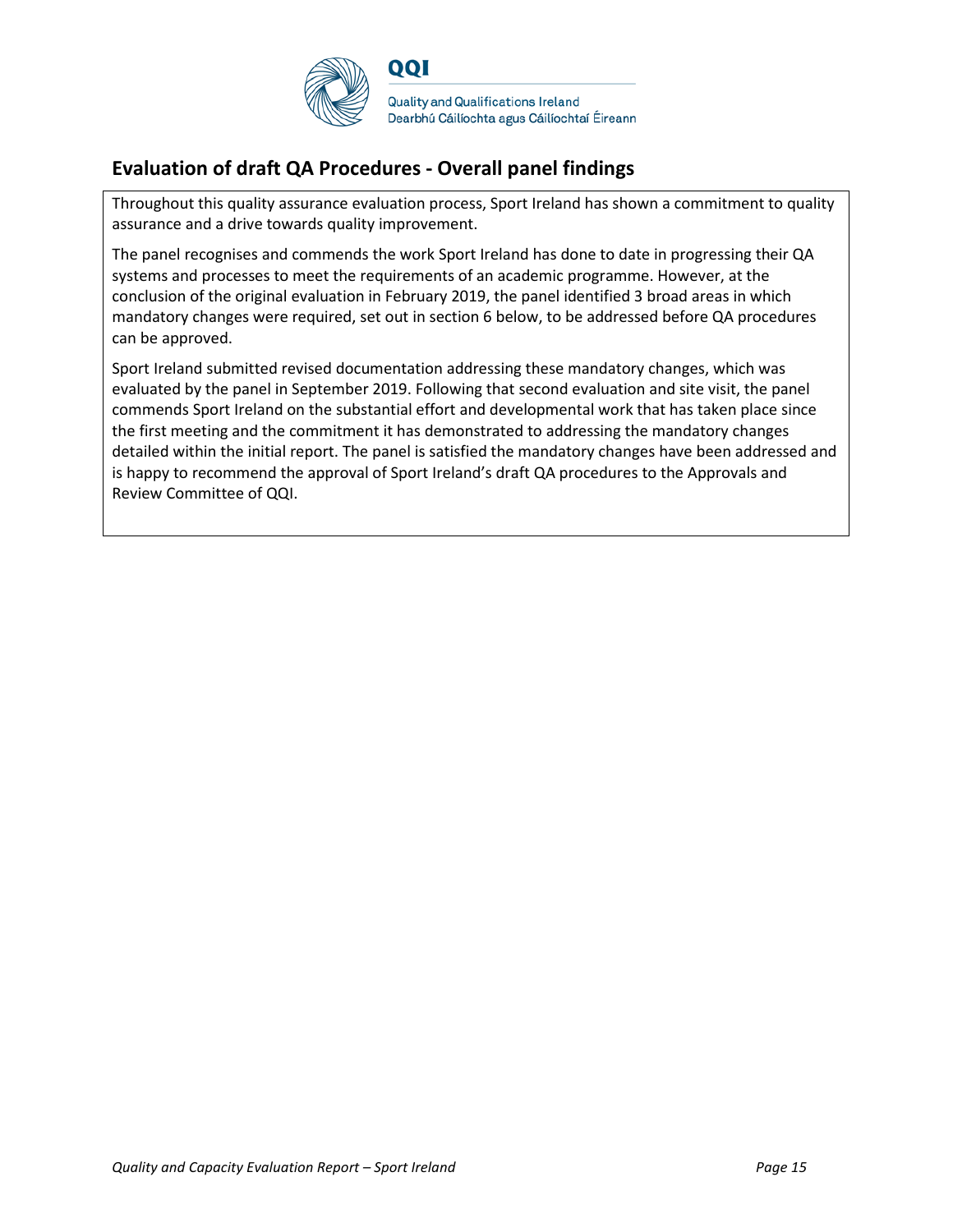## Evaluation of draft QA Procedures - Overall panel findings

Throughout this quality assurance evaluation process, Sport Ireland has shown a commitment to quality assurance and a drive towards quality improvement.

The panel recognises and commends the work Sport Ireland has done to date in progressing their QA systems and processes to meet the requirements of an academic programme. However, at the conclusion of the original evaluation in February 2019, the panel identified 3 broad areas in which mandatory changes were required, set out in section 6 below, to be addressed before QA procedures can be approved.

Sport Ireland submitted revised documentation addressing these mandatory changes, which was evaluated by the panel in September 2019. Following that second evaluation and site visit, the panel commends Sport Ireland on the substantial effort and developmental work that has taken place since the first meeting and the commitment it has demonstrated to addressing the mandatory changes detailed within the initial report. The panel is satisfied the mandatory changes have been addressed and is happy to recommend the approval of Sport Ireland's draft QA procedures to the Approvals and Review Committee of QQI.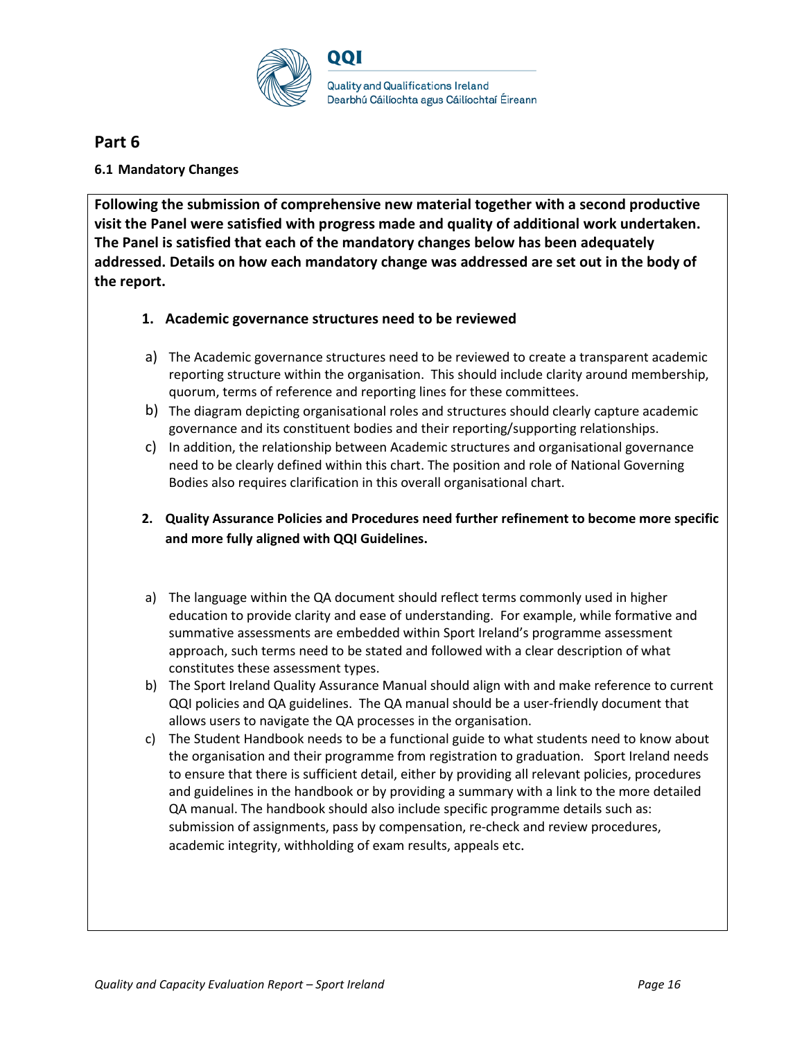## Part 6

### 6.1 Mandatory Changes

**Following the submission of comprehensive new material together with a second productive visit the Panel were satisfied with progress made and quality of additional work undertaken. The Panel is satisfied that each of the mandatory changes below has been adequately addressed. Details on how each mandatory change was addressed are set out in the body of the report.**

1. **Academic governance structures need to be reviewed**

   a) The Academic governance structures need to be reviewed to create a transparent academic reporting structure within the organisation. This should include clarity around membership, quorum, terms of reference and reporting lines for these committees.

   b) The diagram depicting organisational roles and structures should clearly capture academic governance and its constituent bodies and their reporting/supporting relationships.

   c) In addition, the relationship between Academic structures and organisational governance need to be clearly defined within this chart. The position and role of National Governing Bodies also requires clarification in this overall organisational chart.

2. **Quality Assurance Policies and Procedures need further refinement to become more specific and more fully aligned with QQI Guidelines.**

   a) The language within the QA document should reflect terms commonly used in higher education to provide clarity and ease of understanding. For example, while formative and summative assessments are embedded within Sport Ireland's programme assessment approach, such terms need to be stated and followed with a clear description of what constitutes these assessment types.

   b) The Sport Ireland Quality Assurance Manual should align with and make reference to current QQI policies and QA guidelines. The QA manual should be a user-friendly document that allows users to navigate the QA processes in the organisation.

   c) The Student Handbook needs to be a functional guide to what students need to know about the organisation and their programme from registration to graduation. Sport Ireland needs to ensure that there is sufficient detail, either by providing all relevant policies, procedures and guidelines in the handbook or by providing a summary with a link to the more detailed QA manual. The handbook should also include specific programme details such as: submission of assignments, pass by compensation, re-check and review procedures, academic integrity, withholding of exam results, appeals etc.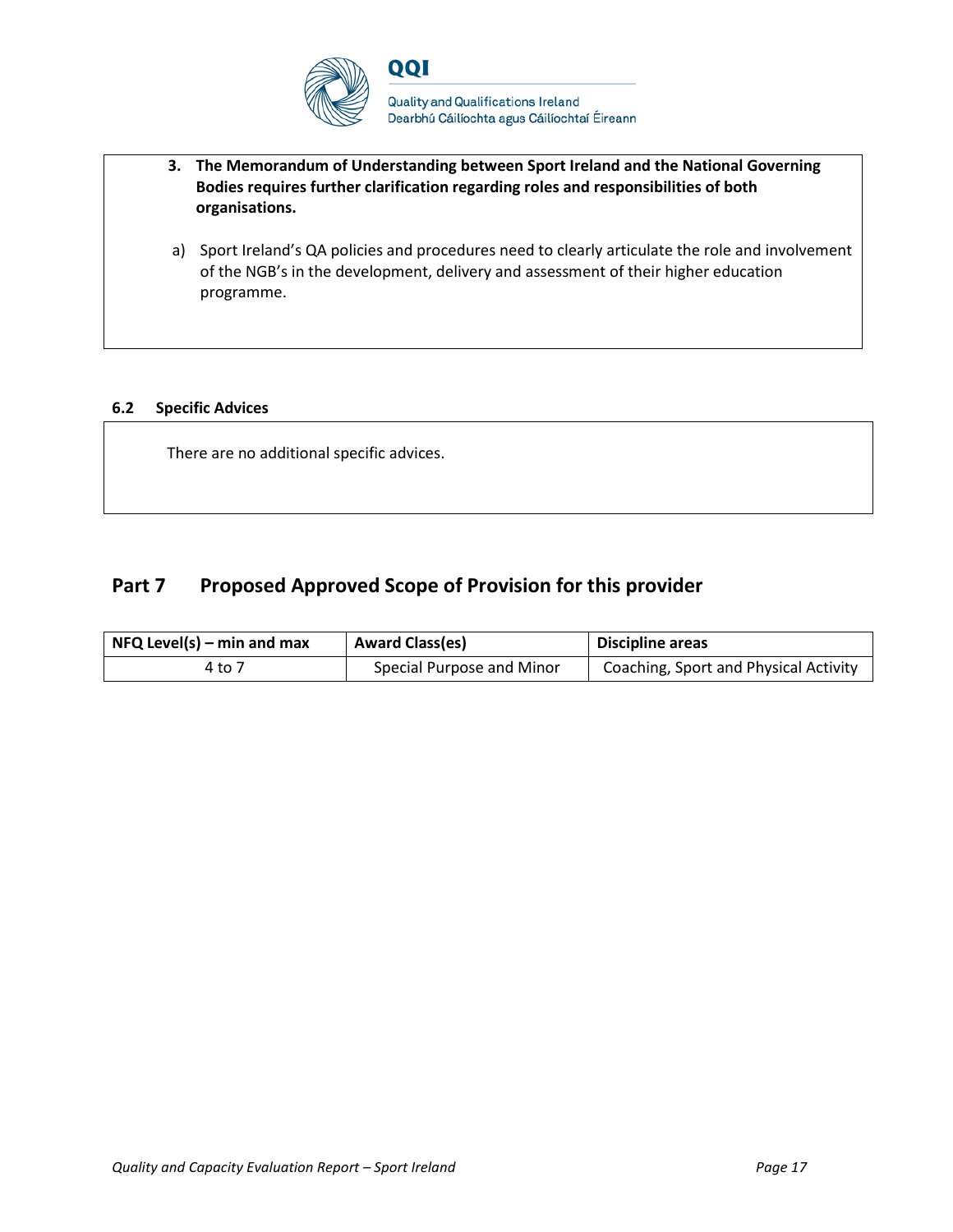**3. The Memorandum of Understanding between Sport Ireland and the National Governing Bodies requires further clarification regarding roles and responsibilities of both organisations.**

a) Sport Ireland's QA policies and procedures need to clearly articulate the role and involvement of the NGB's in the development, delivery and assessment of their higher education programme.

### 6.2 Specific Advices

There are no additional specific advices.

## Part 7 Proposed Approved Scope of Provision for this provider

| NFQ Level(s) – min and max | Award Class(es) | Discipline areas |
| --- | --- | --- |
| 4 to 7 | Special Purpose and Minor | Coaching, Sport and Physical Activity |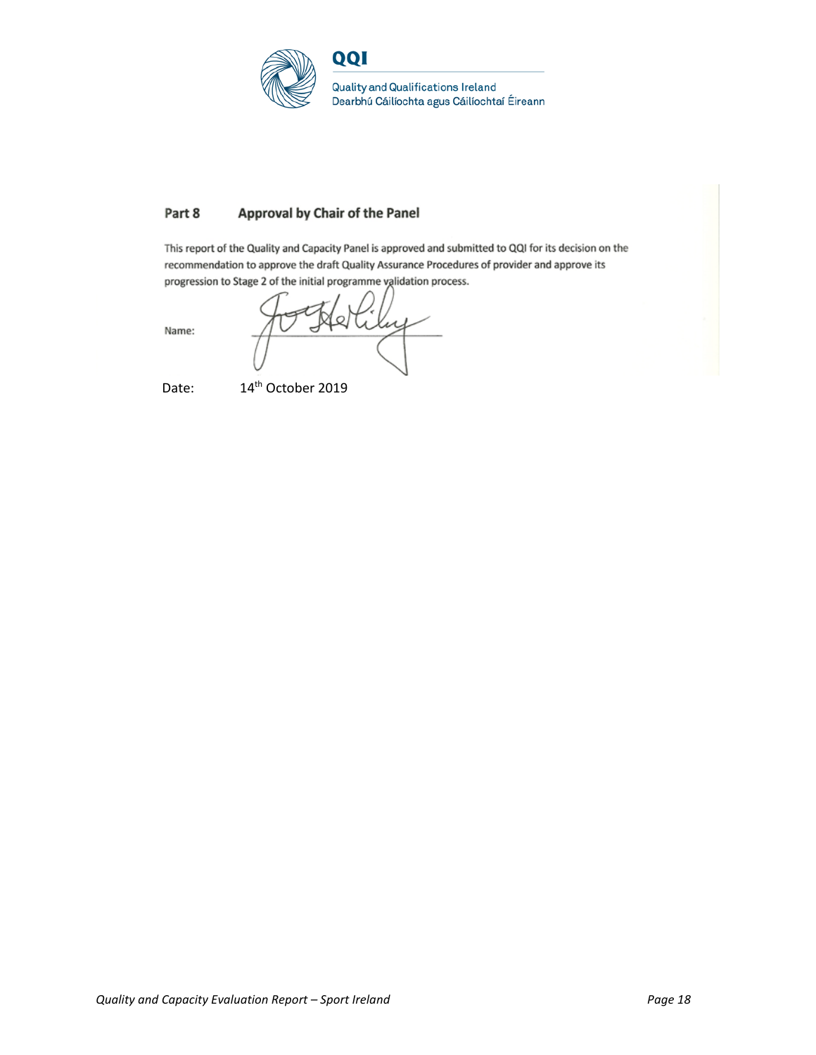QQI

Quality and Qualifications Ireland
Dearbhú Cáilíochta agus Cáilíochtaí Éireann

## Part 8 Approval by Chair of the Panel

This report of the Quality and Capacity Panel is approved and submitted to QQI for its decision on the recommendation to approve the draft Quality Assurance Procedures of provider and approve its progression to Stage 2 of the initial programme validation process.

Name:

Date: 14th October 2019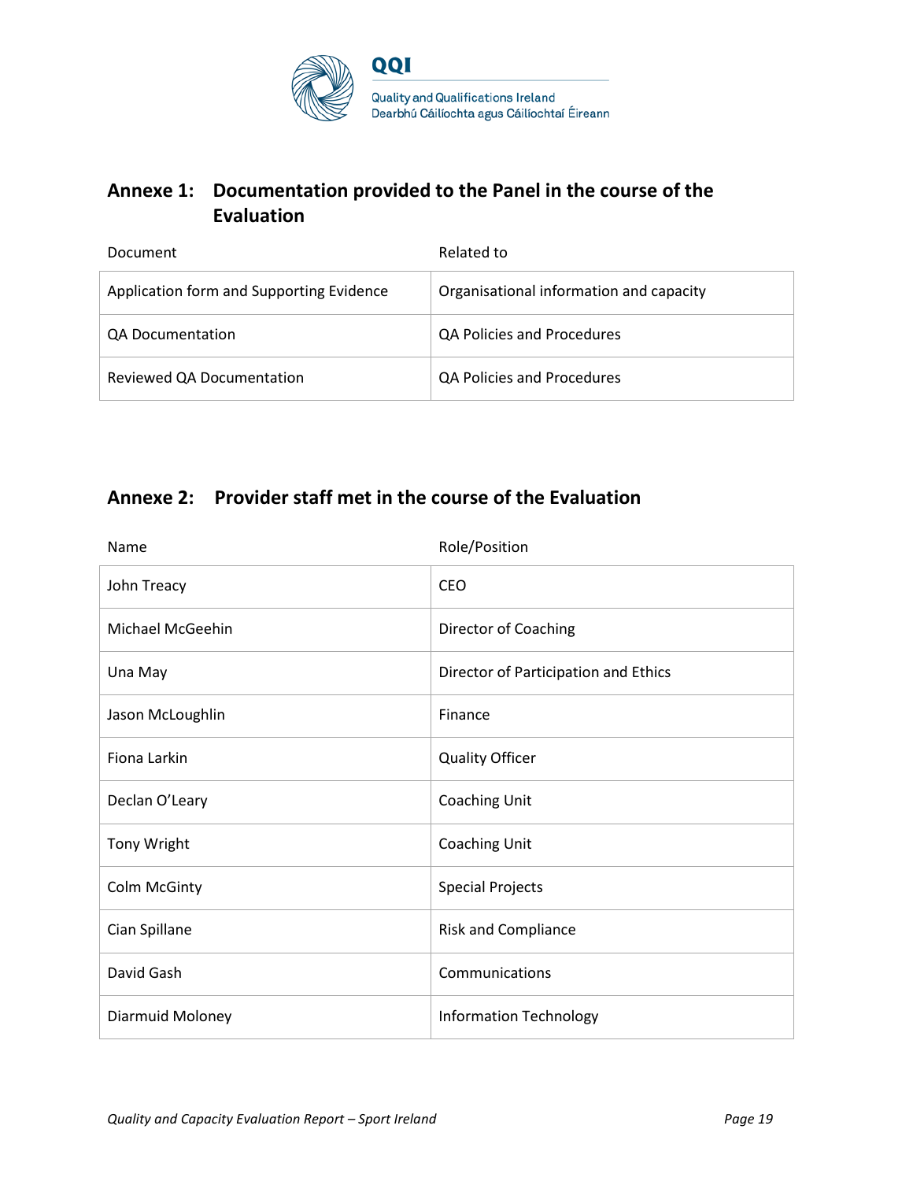## Annexe 1: Documentation provided to the Panel in the course of the Evaluation

| Document | Related to |
|---|---|
| Application form and Supporting Evidence | Organisational information and capacity |
| QA Documentation | QA Policies and Procedures |
| Reviewed QA Documentation | QA Policies and Procedures |

## Annexe 2: Provider staff met in the course of the Evaluation

| Name | Role/Position |
|---|---|
| John Treacy | CEO |
| Michael McGeehin | Director of Coaching |
| Una May | Director of Participation and Ethics |
| Jason McLoughlin | Finance |
| Fiona Larkin | Quality Officer |
| Declan O’Leary | Coaching Unit |
| Tony Wright | Coaching Unit |
| Colm McGinty | Special Projects |
| Cian Spillane | Risk and Compliance |
| David Gash | Communications |
| Diarmuid Moloney | Information Technology |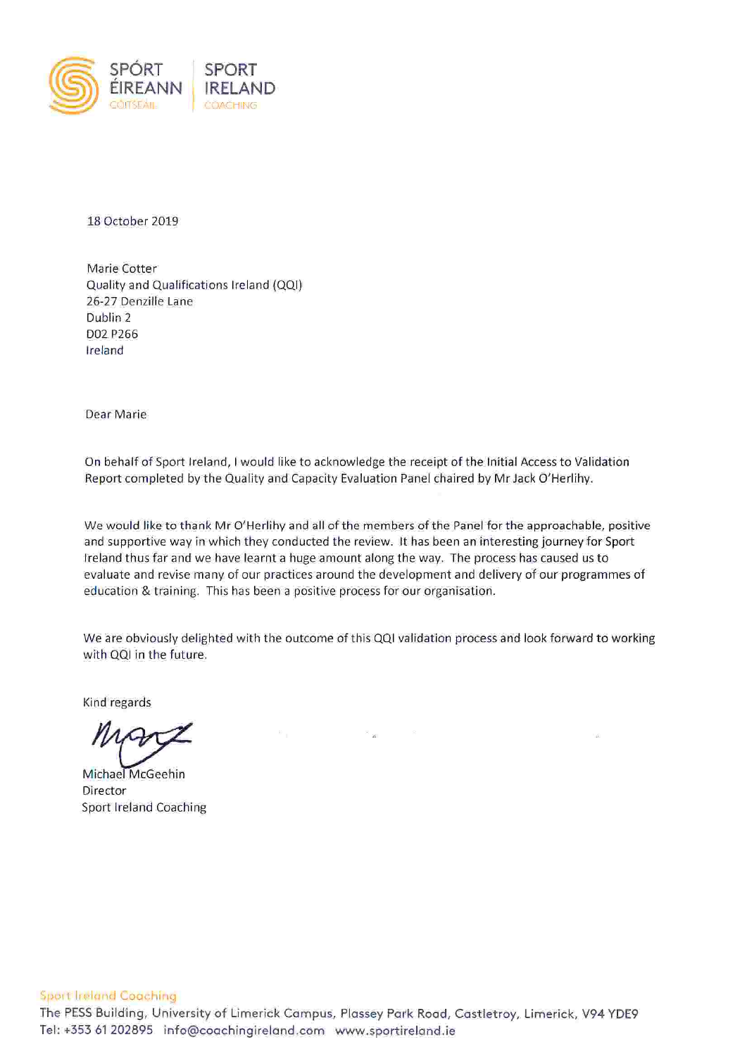SPÓRT ÉIREANN COITSEÁIL | SPORT IRELAND COACHING

18 October 2019

Marie Cotter
Quality and Qualifications Ireland (QQI)
26-27 Denzille Lane
Dublin 2
D02 P266
Ireland

Dear Marie

On behalf of Sport Ireland, I would like to acknowledge the receipt of the Initial Access to Validation Report completed by the Quality and Capacity Evaluation Panel chaired by Mr Jack O'Herlihy.

We would like to thank Mr O'Herlihy and all of the members of the Panel for the approachable, positive and supportive way in which they conducted the review. It has been an interesting journey for Sport Ireland thus far and we have learnt a huge amount along the way. The process has caused us to evaluate and revise many of our practices around the development and delivery of our programmes of education & training. This has been a positive process for our organisation.

We are obviously delighted with the outcome of this QQI validation process and look forward to working with QQI in the future.

Kind regards

Michael McGeehin
Director
Sport Ireland Coaching

Sport Ireland Coaching
The PESS Building, University of Limerick Campus, Plassey Park Road, Castletroy, Limerick, V94 YDE9
Tel: +353 61 202895 info@coachingireland.com www.sportireland.ie